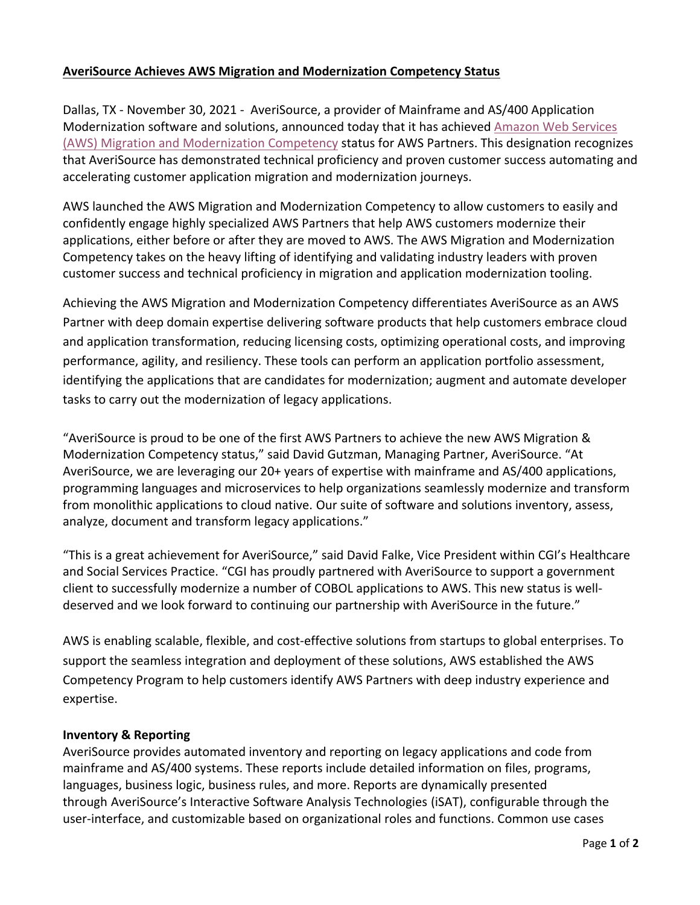**AveriSource Achieves AWS Migration and Modernization Competency Status**

Dallas, TX - November 30, 2021 - AveriSource, a provider of Mainframe and AS/400 Application Modernization software and solutions, announced today that it has achieved Amazon Web Services (AWS) Migration and Modernization Competency status for AWS Partners. This designation recognizes that AveriSource has demonstrated technical proficiency and proven customer success automating and accelerating customer application migration and modernization journeys.

AWS launched the AWS Migration and Modernization Competency to allow customers to easily and confidently engage highly specialized AWS Partners that help AWS customers modernize their applications, either before or after they are moved to AWS. The AWS Migration and Modernization Competency takes on the heavy lifting of identifying and validating industry leaders with proven customer success and technical proficiency in migration and application modernization tooling.

Achieving the AWS Migration and Modernization Competency differentiates AveriSource as an AWS Partner with deep domain expertise delivering software products that help customers embrace cloud and application transformation, reducing licensing costs, optimizing operational costs, and improving performance, agility, and resiliency. These tools can perform an application portfolio assessment, identifying the applications that are candidates for modernization; augment and automate developer tasks to carry out the modernization of legacy applications.

"AveriSource is proud to be one of the first AWS Partners to achieve the new AWS Migration & Modernization Competency status," said David Gutzman, Managing Partner, AveriSource. "At AveriSource, we are leveraging our 20+ years of expertise with mainframe and AS/400 applications, programming languages and microservices to help organizations seamlessly modernize and transform from monolithic applications to cloud native. Our suite of software and solutions inventory, assess, analyze, document and transform legacy applications."

"This is a great achievement for AveriSource," said David Falke, Vice President within CGI's Healthcare and Social Services Practice. "CGI has proudly partnered with AveriSource to support a government client to successfully modernize a number of COBOL applications to AWS. This new status is well-deserved and we look forward to continuing our partnership with AveriSource in the future."

AWS is enabling scalable, flexible, and cost-effective solutions from startups to global enterprises. To support the seamless integration and deployment of these solutions, AWS established the AWS Competency Program to help customers identify AWS Partners with deep industry experience and expertise.

**Inventory & Reporting**

AveriSource provides automated inventory and reporting on legacy applications and code from mainframe and AS/400 systems. These reports include detailed information on files, programs, languages, business logic, business rules, and more. Reports are dynamically presented through AveriSource's Interactive Software Analysis Technologies (iSAT), configurable through the user-interface, and customizable based on organizational roles and functions. Common use cases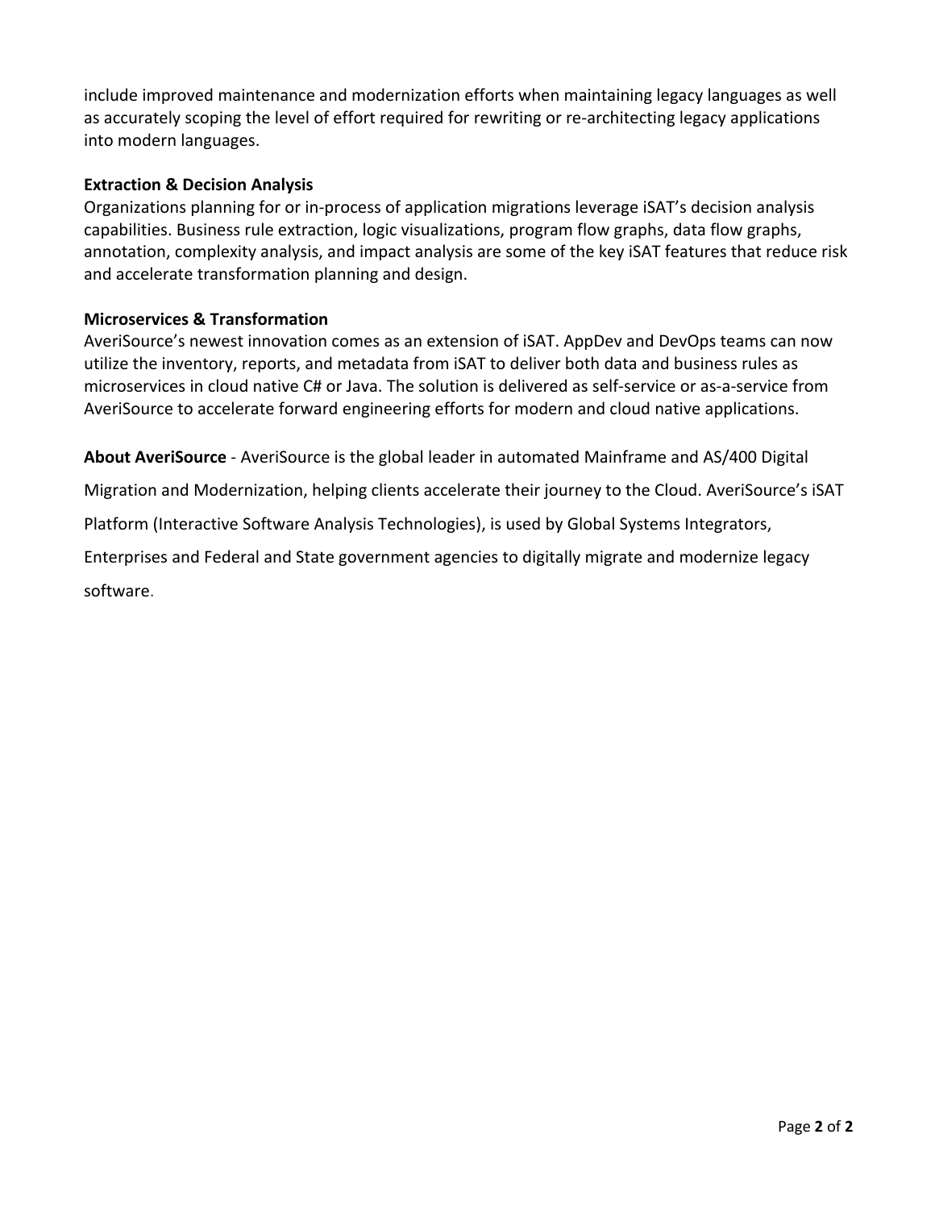include improved maintenance and modernization efforts when maintaining legacy languages as well as accurately scoping the level of effort required for rewriting or re-architecting legacy applications into modern languages.

**Extraction & Decision Analysis**
Organizations planning for or in-process of application migrations leverage iSAT's decision analysis capabilities. Business rule extraction, logic visualizations, program flow graphs, data flow graphs, annotation, complexity analysis, and impact analysis are some of the key iSAT features that reduce risk and accelerate transformation planning and design.

**Microservices & Transformation**
AveriSource's newest innovation comes as an extension of iSAT. AppDev and DevOps teams can now utilize the inventory, reports, and metadata from iSAT to deliver both data and business rules as microservices in cloud native C# or Java. The solution is delivered as self-service or as-a-service from AveriSource to accelerate forward engineering efforts for modern and cloud native applications.

**About AveriSource** - AveriSource is the global leader in automated Mainframe and AS/400 Digital Migration and Modernization, helping clients accelerate their journey to the Cloud. AveriSource's iSAT Platform (Interactive Software Analysis Technologies), is used by Global Systems Integrators, Enterprises and Federal and State government agencies to digitally migrate and modernize legacy software.